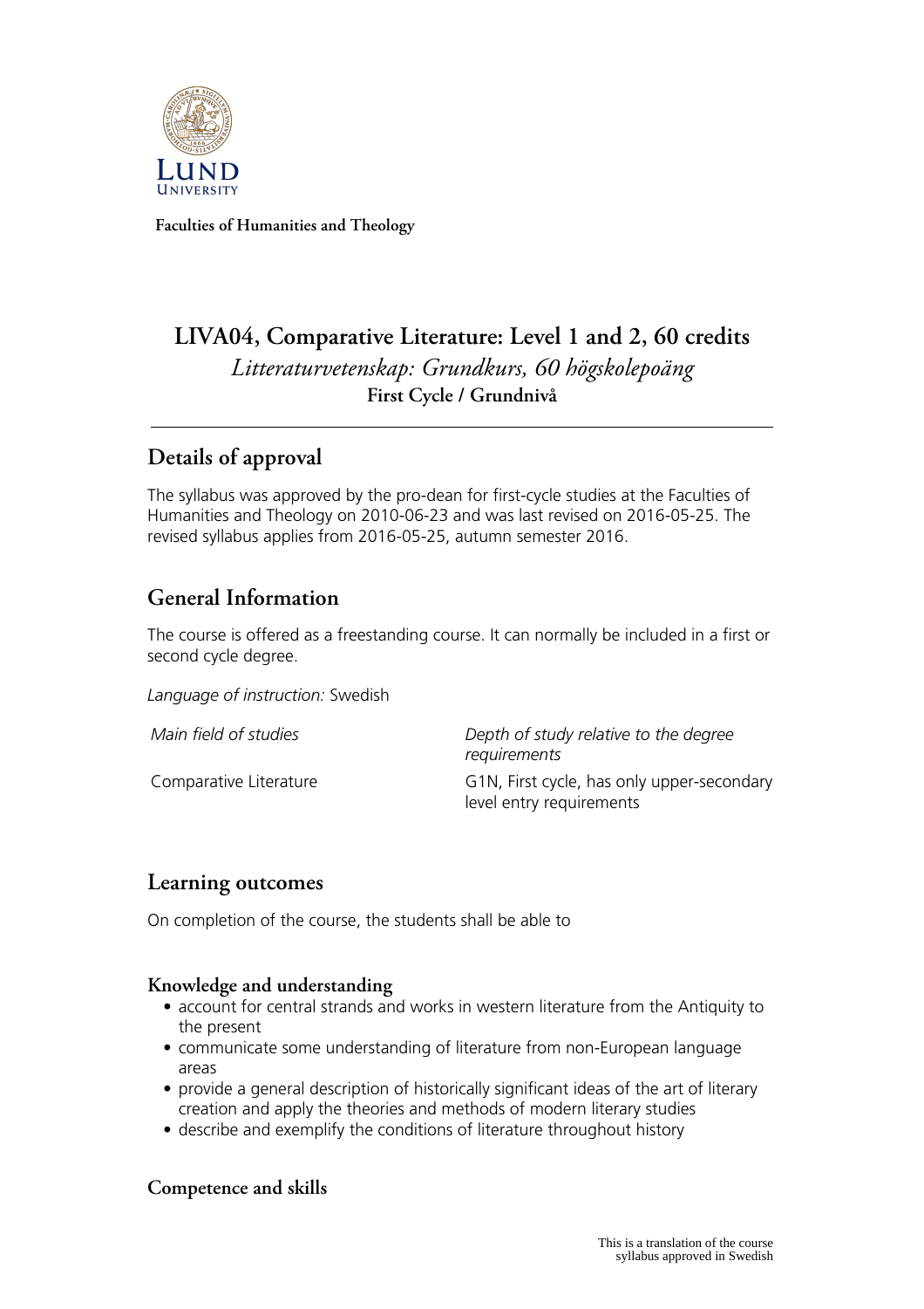Faculties of Humanities and Theology

# LIVA04, Comparative Literature: Level 1 and 2, 60 credits

*Litteraturvetenskap: Grundkurs, 60 högskolepoäng*

**First Cycle / Grundnivå**

## Details of approval

The syllabus was approved by the pro-dean for first-cycle studies at the Faculties of Humanities and Theology on 2010-06-23 and was last revised on 2016-05-25. The revised syllabus applies from 2016-05-25, autumn semester 2016.

## General Information

The course is offered as a freestanding course. It can normally be included in a first or second cycle degree.

*Language of instruction:* Swedish

| *Main field of studies* | *Depth of study relative to the degree requirements* |
|---|---|
| Comparative Literature | G1N, First cycle, has only upper-secondary level entry requirements |

## Learning outcomes

On completion of the course, the students shall be able to

### Knowledge and understanding

- account for central strands and works in western literature from the Antiquity to the present
- communicate some understanding of literature from non-European language areas
- provide a general description of historically significant ideas of the art of literary creation and apply the theories and methods of modern literary studies
- describe and exemplify the conditions of literature throughout history

### Competence and skills

This is a translation of the course syllabus approved in Swedish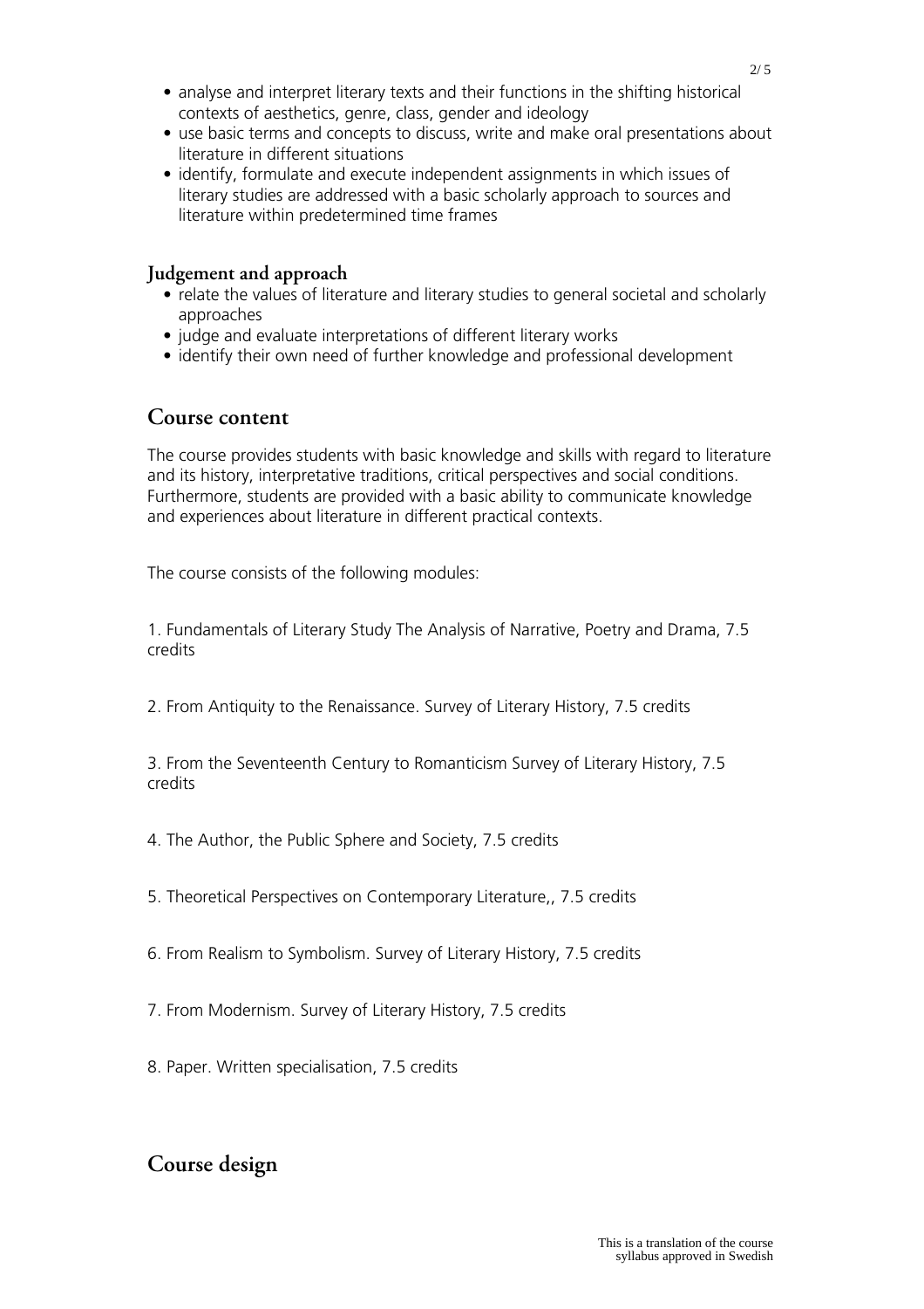- analyse and interpret literary texts and their functions in the shifting historical contexts of aesthetics, genre, class, gender and ideology
- use basic terms and concepts to discuss, write and make oral presentations about literature in different situations
- identify, formulate and execute independent assignments in which issues of literary studies are addressed with a basic scholarly approach to sources and literature within predetermined time frames

### Judgement and approach

- relate the values of literature and literary studies to general societal and scholarly approaches
- judge and evaluate interpretations of different literary works
- identify their own need of further knowledge and professional development

## Course content

The course provides students with basic knowledge and skills with regard to literature and its history, interpretative traditions, critical perspectives and social conditions. Furthermore, students are provided with a basic ability to communicate knowledge and experiences about literature in different practical contexts.

The course consists of the following modules:

1. Fundamentals of Literary Study The Analysis of Narrative, Poetry and Drama, 7.5 credits

2. From Antiquity to the Renaissance. Survey of Literary History, 7.5 credits

3. From the Seventeenth Century to Romanticism Survey of Literary History, 7.5 credits

4. The Author, the Public Sphere and Society, 7.5 credits

5. Theoretical Perspectives on Contemporary Literature,, 7.5 credits

6. From Realism to Symbolism. Survey of Literary History, 7.5 credits

7. From Modernism. Survey of Literary History, 7.5 credits

8. Paper. Written specialisation, 7.5 credits

## Course design

This is a translation of the course syllabus approved in Swedish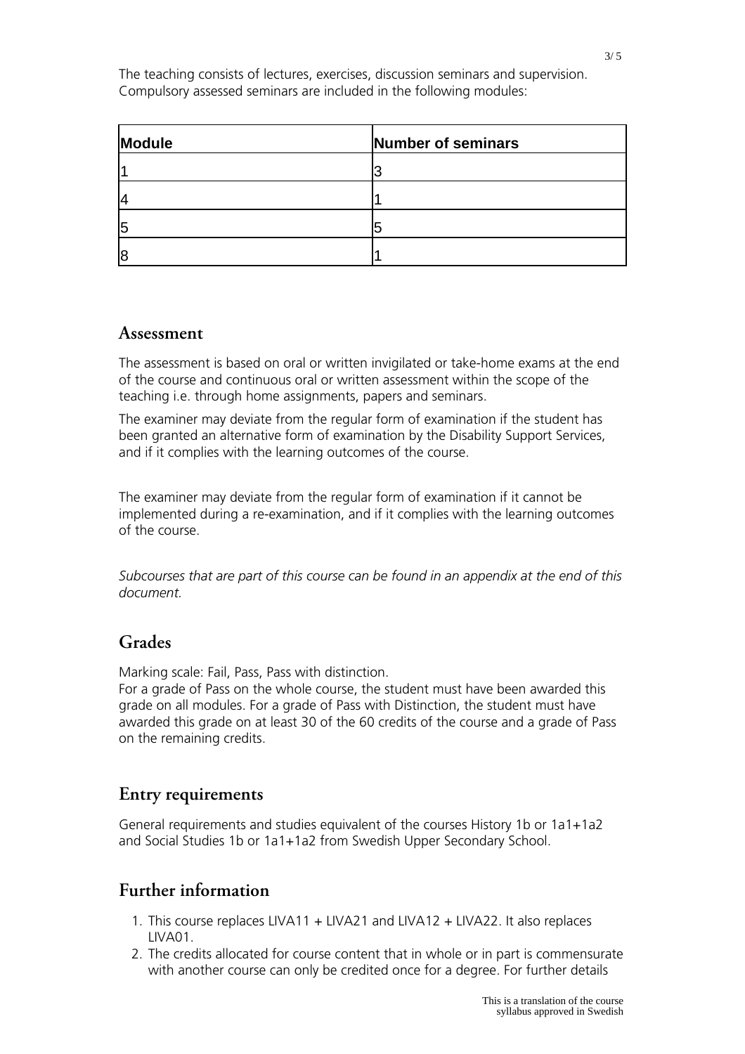The teaching consists of lectures, exercises, discussion seminars and supervision. Compulsory assessed seminars are included in the following modules:

| Module | Number of seminars |
|---|---|
| 1 | 3 |
| 4 | 1 |
| 5 | 5 |
| 8 | 1 |

## Assessment

The assessment is based on oral or written invigilated or take-home exams at the end of the course and continuous oral or written assessment within the scope of the teaching i.e. through home assignments, papers and seminars.

The examiner may deviate from the regular form of examination if the student has been granted an alternative form of examination by the Disability Support Services, and if it complies with the learning outcomes of the course.

The examiner may deviate from the regular form of examination if it cannot be implemented during a re-examination, and if it complies with the learning outcomes of the course.

*Subcourses that are part of this course can be found in an appendix at the end of this document.*

## Grades

Marking scale: Fail, Pass, Pass with distinction.
For a grade of Pass on the whole course, the student must have been awarded this grade on all modules. For a grade of Pass with Distinction, the student must have awarded this grade on at least 30 of the 60 credits of the course and a grade of Pass on the remaining credits.

## Entry requirements

General requirements and studies equivalent of the courses History 1b or 1a1+1a2 and Social Studies 1b or 1a1+1a2 from Swedish Upper Secondary School.

## Further information

1. This course replaces LIVA11 + LIVA21 and LIVA12 + LIVA22. It also replaces LIVA01.
2. The credits allocated for course content that in whole or in part is commensurate with another course can only be credited once for a degree. For further details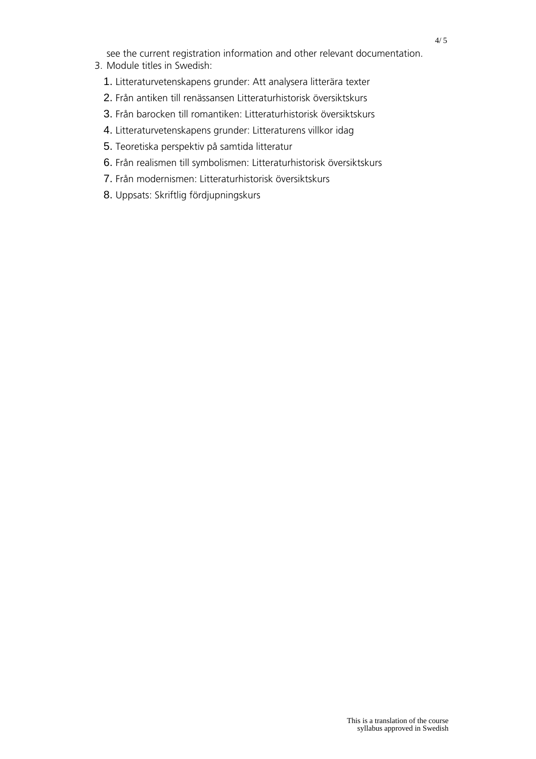see the current registration information and other relevant documentation.

3. Module titles in Swedish:
    1. Litteraturvetenskapens grunder: Att analysera litterära texter
    2. Från antiken till renässansen Litteraturhistorisk översiktskurs
    3. Från barocken till romantiken: Litteraturhistorisk översiktskurs
    4. Litteraturvetenskapens grunder: Litteraturens villkor idag
    5. Teoretiska perspektiv på samtida litteratur
    6. Från realismen till symbolismen: Litteraturhistorisk översiktskurs
    7. Från modernismen: Litteraturhistorisk översiktskurs
    8. Uppsats: Skriftlig fördjupningskurs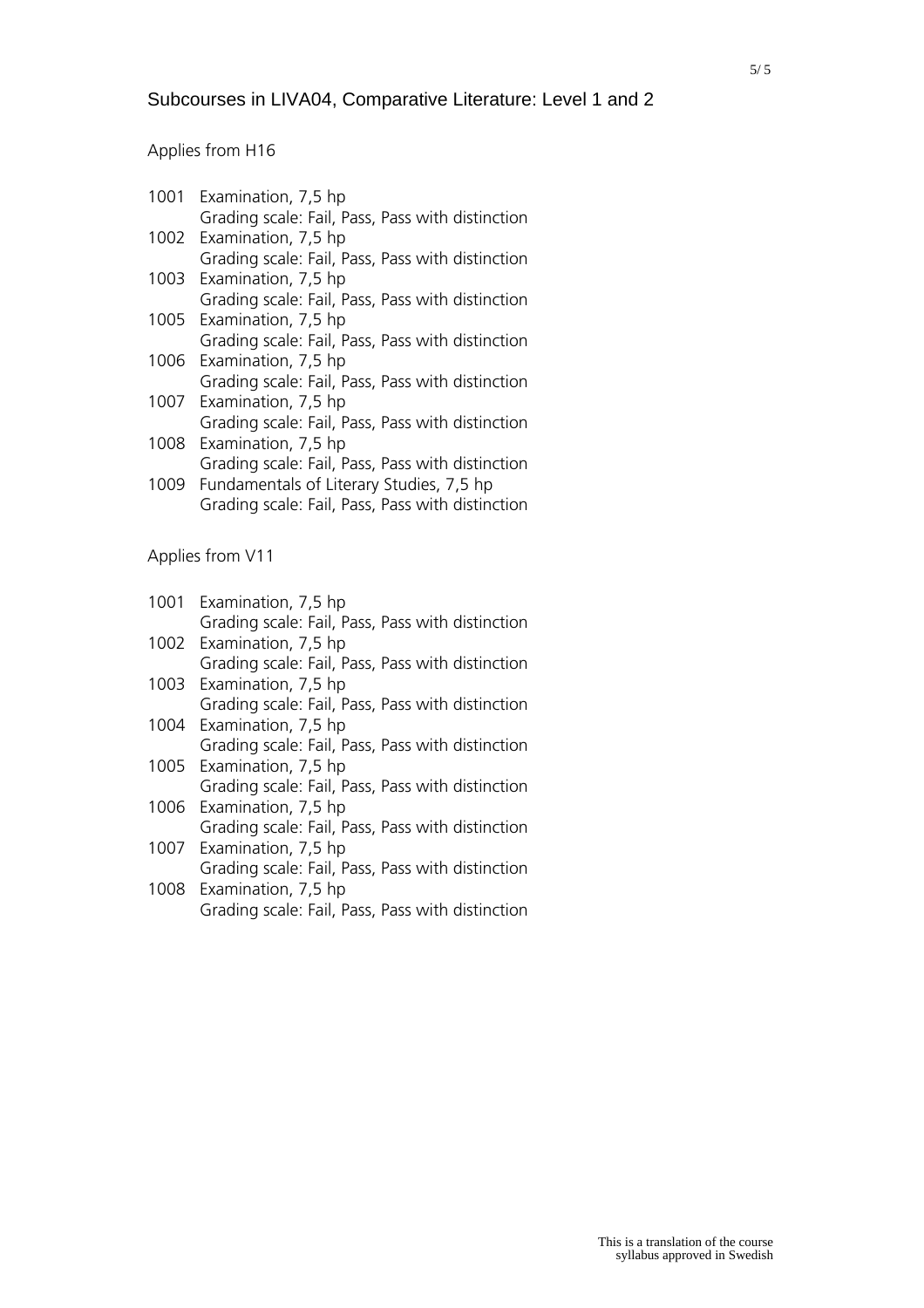## Subcourses in LIVA04, Comparative Literature: Level 1 and 2

Applies from H16

1001 Examination, 7,5 hp
Grading scale: Fail, Pass, Pass with distinction
1002 Examination, 7,5 hp
Grading scale: Fail, Pass, Pass with distinction
1003 Examination, 7,5 hp
Grading scale: Fail, Pass, Pass with distinction
1005 Examination, 7,5 hp
Grading scale: Fail, Pass, Pass with distinction
1006 Examination, 7,5 hp
Grading scale: Fail, Pass, Pass with distinction
1007 Examination, 7,5 hp
Grading scale: Fail, Pass, Pass with distinction
1008 Examination, 7,5 hp
Grading scale: Fail, Pass, Pass with distinction
1009 Fundamentals of Literary Studies, 7,5 hp
Grading scale: Fail, Pass, Pass with distinction

Applies from V11

1001 Examination, 7,5 hp
Grading scale: Fail, Pass, Pass with distinction
1002 Examination, 7,5 hp
Grading scale: Fail, Pass, Pass with distinction
1003 Examination, 7,5 hp
Grading scale: Fail, Pass, Pass with distinction
1004 Examination, 7,5 hp
Grading scale: Fail, Pass, Pass with distinction
1005 Examination, 7,5 hp
Grading scale: Fail, Pass, Pass with distinction
1006 Examination, 7,5 hp
Grading scale: Fail, Pass, Pass with distinction
1007 Examination, 7,5 hp
Grading scale: Fail, Pass, Pass with distinction
1008 Examination, 7,5 hp
Grading scale: Fail, Pass, Pass with distinction

This is a translation of the course syllabus approved in Swedish